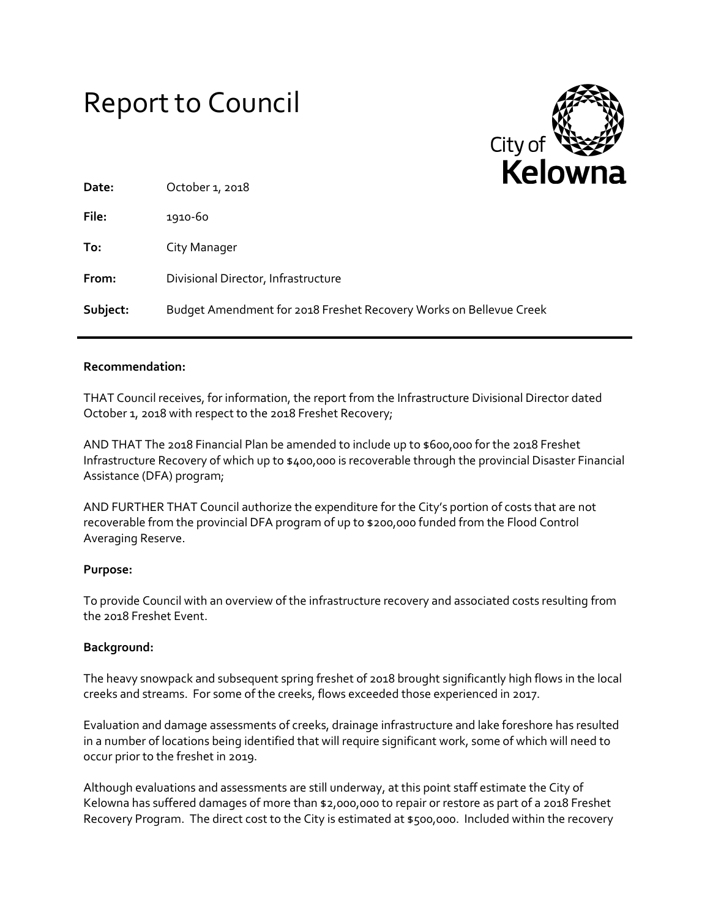# Report to Council

City of **Kelowna**

| | |
|---|---|
| **Date:** | October 1, 2018 |
| **File:** | 1910-60 |
| **To:** | City Manager |
| **From:** | Divisional Director, Infrastructure |
| **Subject:** | Budget Amendment for 2018 Freshet Recovery Works on Bellevue Creek |

**Recommendation:**

THAT Council receives, for information, the report from the Infrastructure Divisional Director dated October 1, 2018 with respect to the 2018 Freshet Recovery;

AND THAT The 2018 Financial Plan be amended to include up to $600,000 for the 2018 Freshet Infrastructure Recovery of which up to $400,000 is recoverable through the provincial Disaster Financial Assistance (DFA) program;

AND FURTHER THAT Council authorize the expenditure for the City's portion of costs that are not recoverable from the provincial DFA program of up to $200,000 funded from the Flood Control Averaging Reserve.

**Purpose:**

To provide Council with an overview of the infrastructure recovery and associated costs resulting from the 2018 Freshet Event.

**Background:**

The heavy snowpack and subsequent spring freshet of 2018 brought significantly high flows in the local creeks and streams. For some of the creeks, flows exceeded those experienced in 2017.

Evaluation and damage assessments of creeks, drainage infrastructure and lake foreshore has resulted in a number of locations being identified that will require significant work, some of which will need to occur prior to the freshet in 2019.

Although evaluations and assessments are still underway, at this point staff estimate the City of Kelowna has suffered damages of more than $2,000,000 to repair or restore as part of a 2018 Freshet Recovery Program. The direct cost to the City is estimated at $500,000. Included within the recovery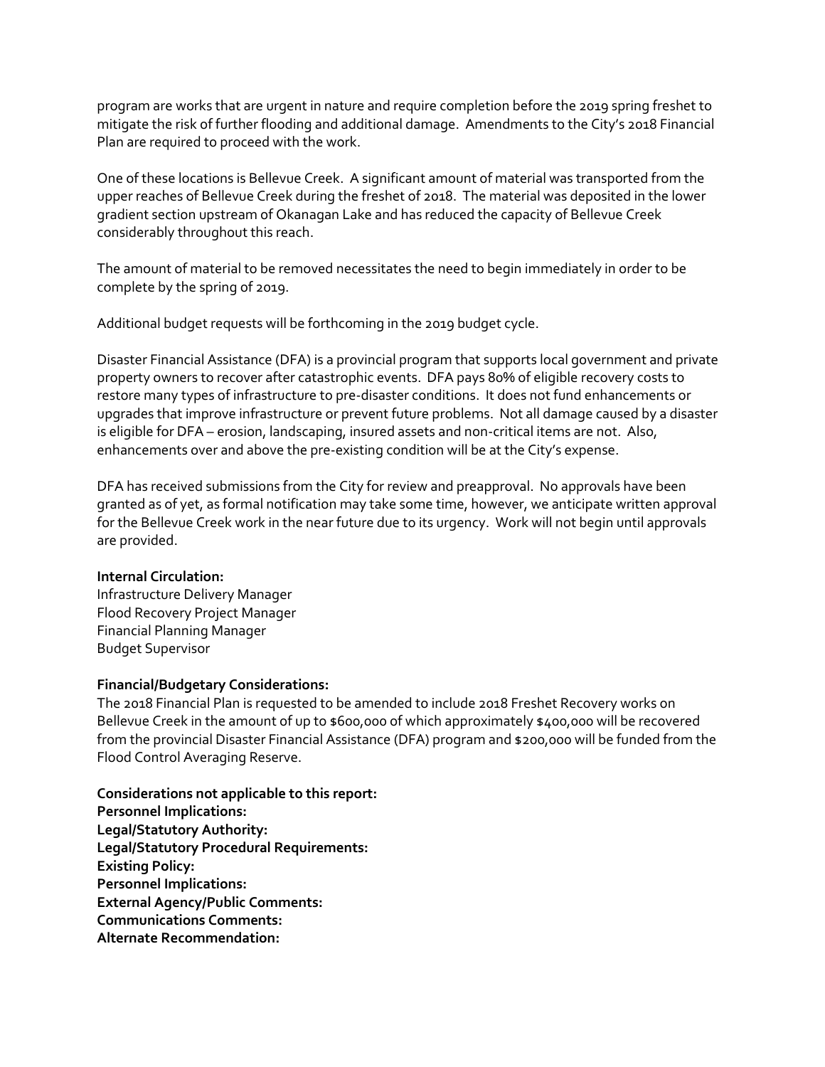program are works that are urgent in nature and require completion before the 2019 spring freshet to mitigate the risk of further flooding and additional damage. Amendments to the City's 2018 Financial Plan are required to proceed with the work.

One of these locations is Bellevue Creek. A significant amount of material was transported from the upper reaches of Bellevue Creek during the freshet of 2018. The material was deposited in the lower gradient section upstream of Okanagan Lake and has reduced the capacity of Bellevue Creek considerably throughout this reach.

The amount of material to be removed necessitates the need to begin immediately in order to be complete by the spring of 2019.

Additional budget requests will be forthcoming in the 2019 budget cycle.

Disaster Financial Assistance (DFA) is a provincial program that supports local government and private property owners to recover after catastrophic events. DFA pays 80% of eligible recovery costs to restore many types of infrastructure to pre-disaster conditions. It does not fund enhancements or upgrades that improve infrastructure or prevent future problems. Not all damage caused by a disaster is eligible for DFA – erosion, landscaping, insured assets and non-critical items are not. Also, enhancements over and above the pre-existing condition will be at the City's expense.

DFA has received submissions from the City for review and preapproval. No approvals have been granted as of yet, as formal notification may take some time, however, we anticipate written approval for the Bellevue Creek work in the near future due to its urgency. Work will not begin until approvals are provided.

**Internal Circulation:**
Infrastructure Delivery Manager
Flood Recovery Project Manager
Financial Planning Manager
Budget Supervisor

**Financial/Budgetary Considerations:**
The 2018 Financial Plan is requested to be amended to include 2018 Freshet Recovery works on Bellevue Creek in the amount of up to $600,000 of which approximately $400,000 will be recovered from the provincial Disaster Financial Assistance (DFA) program and $200,000 will be funded from the Flood Control Averaging Reserve.

**Considerations not applicable to this report:**
**Personnel Implications:**
**Legal/Statutory Authority:**
**Legal/Statutory Procedural Requirements:**
**Existing Policy:**
**Personnel Implications:**
**External Agency/Public Comments:**
**Communications Comments:**
**Alternate Recommendation:**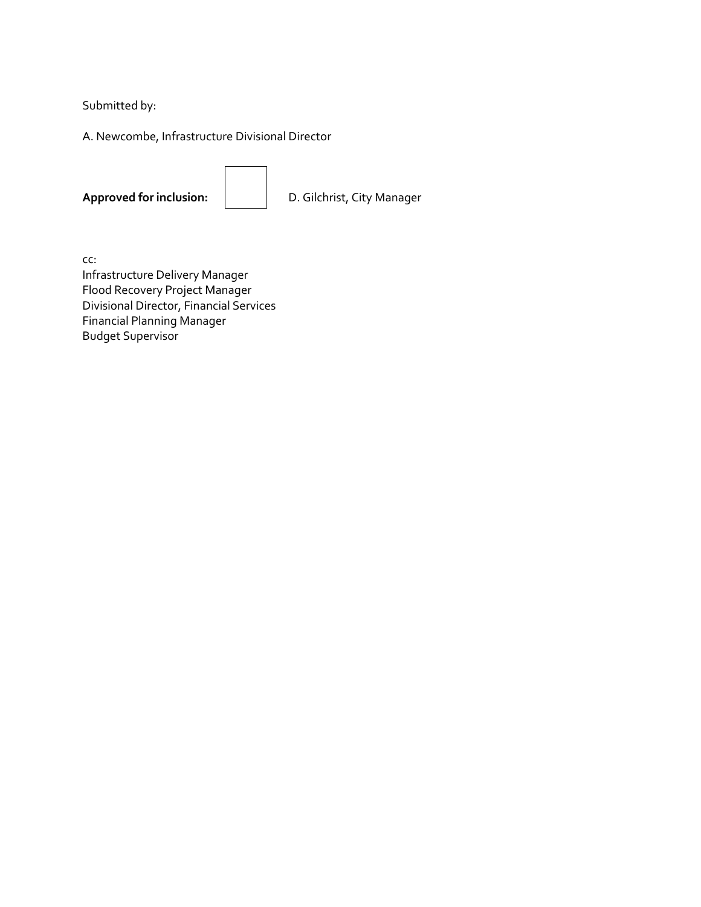Submitted by:

A. Newcombe, Infrastructure Divisional Director

**Approved for inclusion:** D. Gilchrist, City Manager

cc:
Infrastructure Delivery Manager
Flood Recovery Project Manager
Divisional Director, Financial Services
Financial Planning Manager
Budget Supervisor